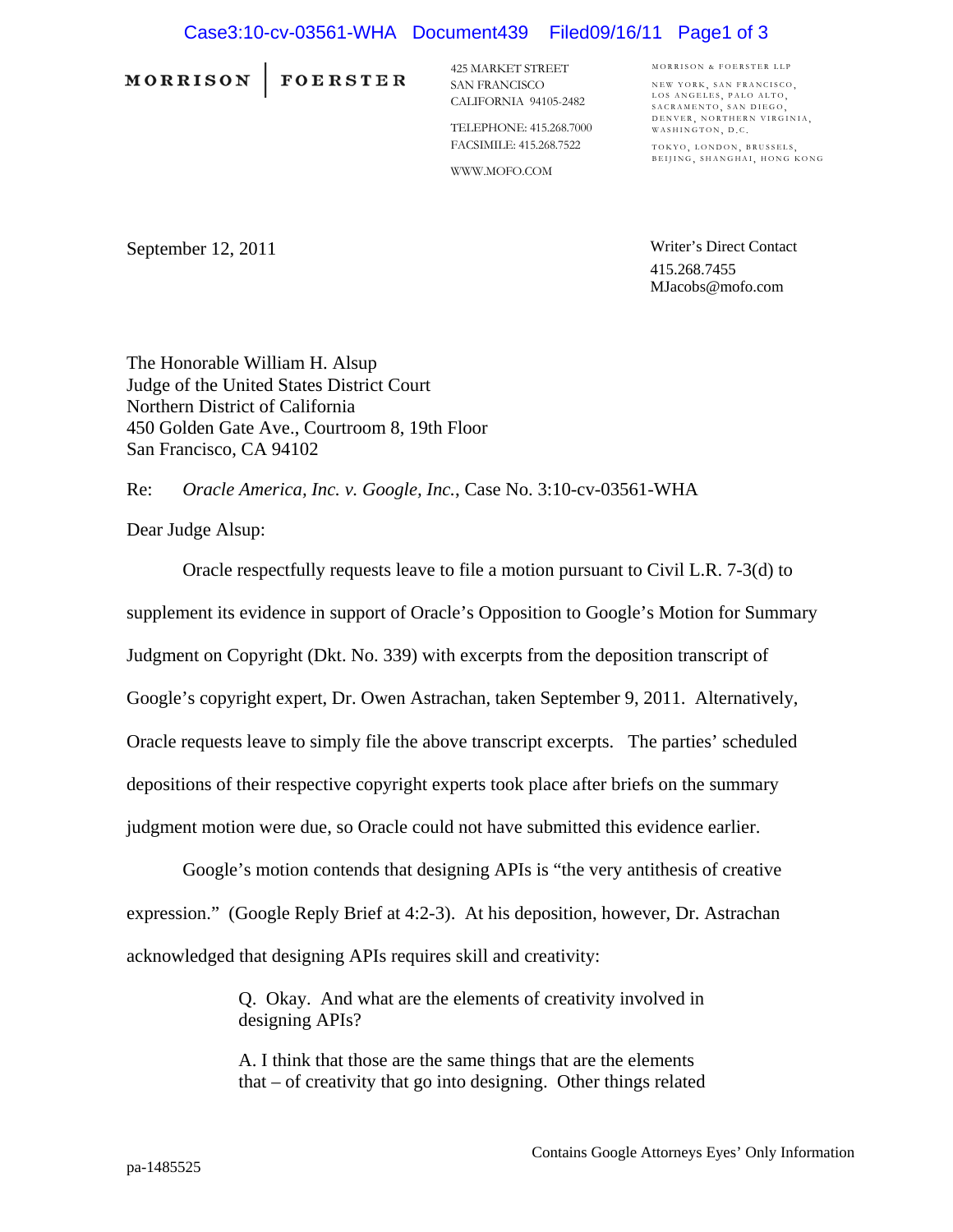MORRISON | FOERSTER

425 MARKET STREET
SAN FRANCISCO
CALIFORNIA 94105-2482

TELEPHONE: 415.268.7000
FACSIMILE: 415.268.7522

WWW.MOFO.COM

MORRISON & FOERSTER LLP

NEW YORK, SAN FRANCISCO, LOS ANGELES, PALO ALTO, SACRAMENTO, SAN DIEGO, DENVER, NORTHERN VIRGINIA, WASHINGTON, D.C.

TOKYO, LONDON, BRUSSELS, BEIJING, SHANGHAI, HONG KONG

September 12, 2011

Writer's Direct Contact
415.268.7455
MJacobs@mofo.com

The Honorable William H. Alsup
Judge of the United States District Court
Northern District of California
450 Golden Gate Ave., Courtroom 8, 19th Floor
San Francisco, CA 94102

Re: *Oracle America, Inc. v. Google, Inc.*, Case No. 3:10-cv-03561-WHA

Dear Judge Alsup:

Oracle respectfully requests leave to file a motion pursuant to Civil L.R. 7-3(d) to supplement its evidence in support of Oracle's Opposition to Google's Motion for Summary Judgment on Copyright (Dkt. No. 339) with excerpts from the deposition transcript of Google's copyright expert, Dr. Owen Astrachan, taken September 9, 2011. Alternatively, Oracle requests leave to simply file the above transcript excerpts. The parties' scheduled depositions of their respective copyright experts took place after briefs on the summary judgment motion were due, so Oracle could not have submitted this evidence earlier.

Google's motion contends that designing APIs is "the very antithesis of creative expression." (Google Reply Brief at 4:2-3). At his deposition, however, Dr. Astrachan acknowledged that designing APIs requires skill and creativity:

> Q. Okay. And what are the elements of creativity involved in designing APIs?
>
> A. I think that those are the same things that are the elements that – of creativity that go into designing. Other things related

Contains Google Attorneys Eyes' Only Information

pa-1485525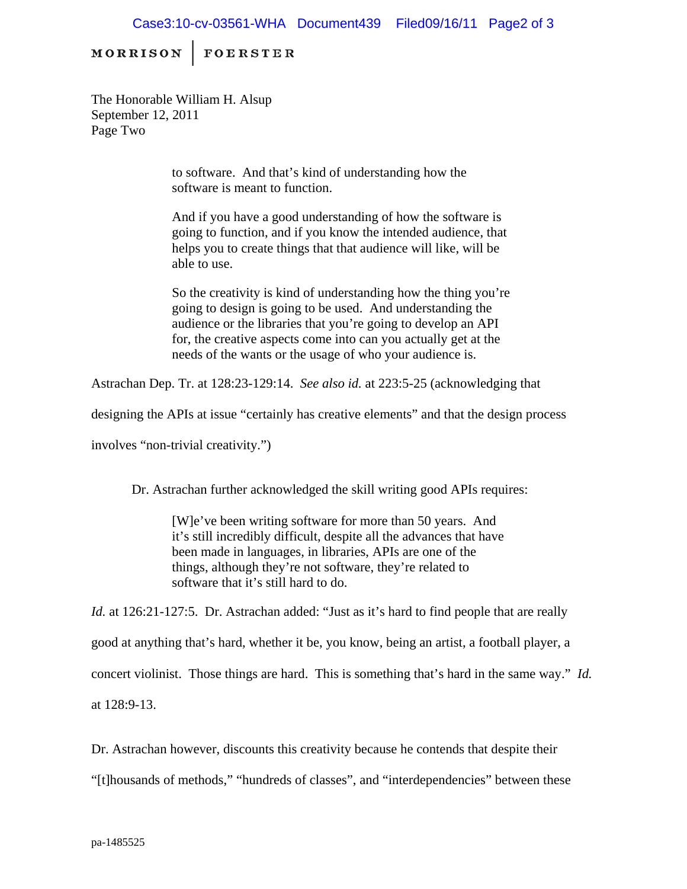The Honorable William H. Alsup
September 12, 2011
Page Two

> to software. And that's kind of understanding how the software is meant to function.
>
> And if you have a good understanding of how the software is going to function, and if you know the intended audience, that helps you to create things that that audience will like, will be able to use.
>
> So the creativity is kind of understanding how the thing you're going to design is going to be used. And understanding the audience or the libraries that you're going to develop an API for, the creative aspects come into can you actually get at the needs of the wants or the usage of who your audience is.

Astrachan Dep. Tr. at 128:23-129:14. *See also id.* at 223:5-25 (acknowledging that designing the APIs at issue "certainly has creative elements" and that the design process involves "non-trivial creativity.")

Dr. Astrachan further acknowledged the skill writing good APIs requires:

> [W]e've been writing software for more than 50 years. And it's still incredibly difficult, despite all the advances that have been made in languages, in libraries, APIs are one of the things, although they're not software, they're related to software that it's still hard to do.

*Id.* at 126:21-127:5. Dr. Astrachan added: "Just as it's hard to find people that are really good at anything that's hard, whether it be, you know, being an artist, a football player, a concert violinist. Those things are hard. This is something that's hard in the same way." *Id.* at 128:9-13.

Dr. Astrachan however, discounts this creativity because he contends that despite their "[t]housands of methods," "hundreds of classes", and "interdependencies" between these

pa-1485525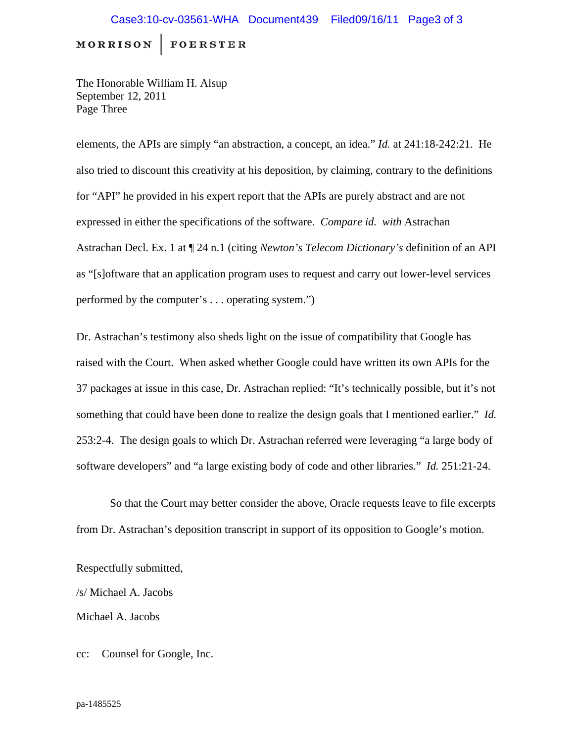MORRISON | FOERSTER

The Honorable William H. Alsup
September 12, 2011
Page Three

elements, the APIs are simply "an abstraction, a concept, an idea." *Id.* at 241:18-242:21. He also tried to discount this creativity at his deposition, by claiming, contrary to the definitions for "API" he provided in his expert report that the APIs are purely abstract and are not expressed in either the specifications of the software. *Compare id. with* Astrachan Astrachan Decl. Ex. 1 at ¶ 24 n.1 (citing *Newton's Telecom Dictionary's* definition of an API as "[s]oftware that an application program uses to request and carry out lower-level services performed by the computer's . . . operating system.")

Dr. Astrachan's testimony also sheds light on the issue of compatibility that Google has raised with the Court. When asked whether Google could have written its own APIs for the 37 packages at issue in this case, Dr. Astrachan replied: "It's technically possible, but it's not something that could have been done to realize the design goals that I mentioned earlier." *Id.* 253:2-4. The design goals to which Dr. Astrachan referred were leveraging "a large body of software developers" and "a large existing body of code and other libraries." *Id.* 251:21-24.

So that the Court may better consider the above, Oracle requests leave to file excerpts from Dr. Astrachan's deposition transcript in support of its opposition to Google's motion.

Respectfully submitted,

/s/ Michael A. Jacobs

Michael A. Jacobs

cc: Counsel for Google, Inc.

pa-1485525